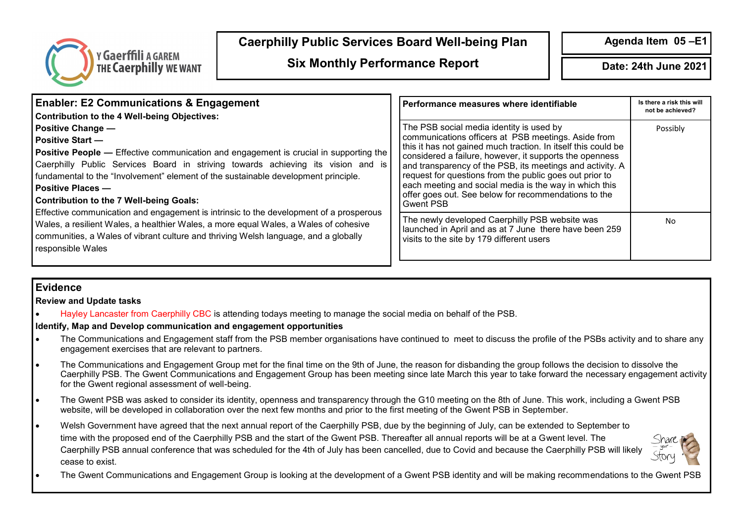Y Gaerffili A GAREM
THE Caerphilly WE WANT

# Caerphilly Public Services Board Well-being Plan

## Six Monthly Performance Report

**Agenda Item 05 –E1**

**Date: 24th June 2021**

## Enabler: E2 Communications & Engagement

**Contribution to the 4 Well-being Objectives:**

**Positive Change —**

**Positive Start —**

**Positive People —** Effective communication and engagement is crucial in supporting the Caerphilly Public Services Board in striving towards achieving its vision and is fundamental to the "Involvement" element of the sustainable development principle.

**Positive Places —**

**Contribution to the 7 Well-being Goals:**

Effective communication and engagement is intrinsic to the development of a prosperous Wales, a resilient Wales, a healthier Wales, a more equal Wales, a Wales of cohesive communities, a Wales of vibrant culture and thriving Welsh language, and a globally responsible Wales

| Performance measures where identifiable | Is there a risk this will not be achieved? |
|---|---|
| The PSB social media identity is used by communications officers at PSB meetings. Aside from this it has not gained much traction. In itself this could be considered a failure, however, it supports the openness and transparency of the PSB, its meetings and activity. A request for questions from the public goes out prior to each meeting and social media is the way in which this offer goes out. See below for recommendations to the Gwent PSB | Possibly |
| The newly developed Caerphilly PSB website was launched in April and as at 7 June there have been 259 visits to the site by 179 different users | No |

## Evidence

**Review and Update tasks**

- Hayley Lancaster from Caerphilly CBC is attending todays meeting to manage the social media on behalf of the PSB.

**Identify, Map and Develop communication and engagement opportunities**

- The Communications and Engagement staff from the PSB member organisations have continued to meet to discuss the profile of the PSBs activity and to share any engagement exercises that are relevant to partners.
- The Communications and Engagement Group met for the final time on the 9th of June, the reason for disbanding the group follows the decision to dissolve the Caerphilly PSB. The Gwent Communications and Engagement Group has been meeting since late March this year to take forward the necessary engagement activity for the Gwent regional assessment of well-being.
- The Gwent PSB was asked to consider its identity, openness and transparency through the G10 meeting on the 8th of June. This work, including a Gwent PSB website, will be developed in collaboration over the next few months and prior to the first meeting of the Gwent PSB in September.
- Welsh Government have agreed that the next annual report of the Caerphilly PSB, due by the beginning of July, can be extended to September to time with the proposed end of the Caerphilly PSB and the start of the Gwent PSB. Thereafter all annual reports will be at a Gwent level. The Caerphilly PSB annual conference that was scheduled for the 4th of July has been cancelled, due to Covid and because the Caerphilly PSB will likely cease to exist.
- The Gwent Communications and Engagement Group is looking at the development of a Gwent PSB identity and will be making recommendations to the Gwent PSB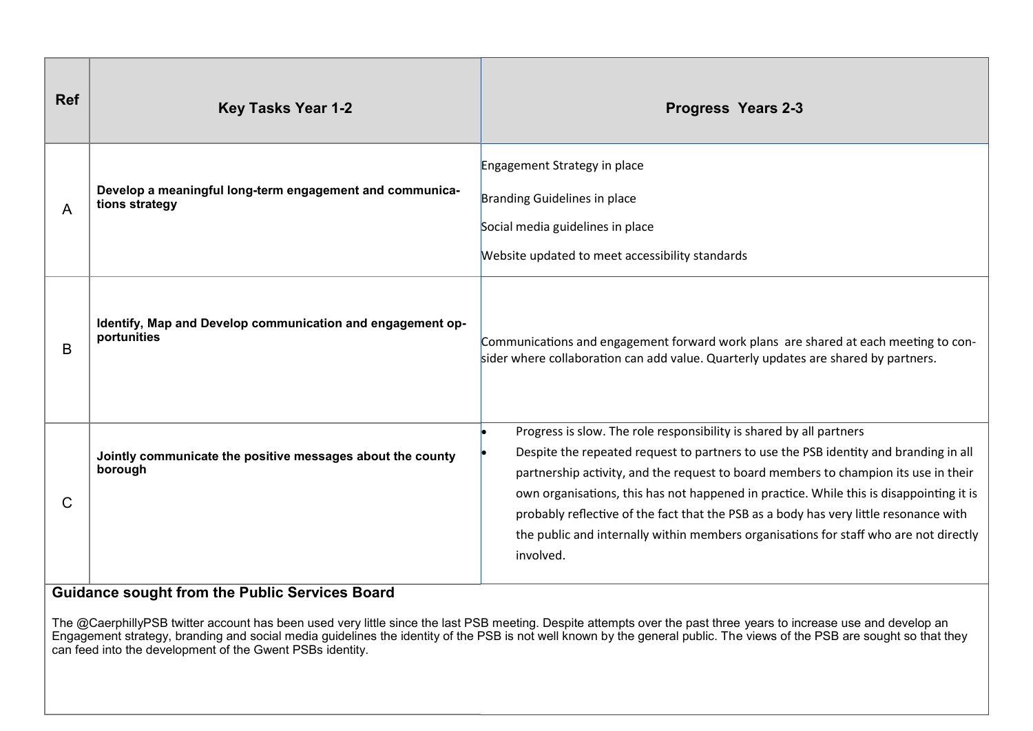| Ref | Key Tasks Year 1-2 | Progress Years 2-3 |
|---|---|---|
| A | **Develop a meaningful long-term engagement and communications strategy** | Engagement Strategy in place<br><br>Branding Guidelines in place<br><br>Social media guidelines in place<br><br>Website updated to meet accessibility standards |
| B | **Identify, Map and Develop communication and engagement opportunities** | Communications and engagement forward work plans are shared at each meeting to consider where collaboration can add value. Quarterly updates are shared by partners. |
| C | **Jointly communicate the positive messages about the county borough** | • Progress is slow. The role responsibility is shared by all partners<br>• Despite the repeated request to partners to use the PSB identity and branding in all partnership activity, and the request to board members to champion its use in their own organisations, this has not happened in practice. While this is disappointing it is probably reflective of the fact that the PSB as a body has very little resonance with the public and internally within members organisations for staff who are not directly involved. |

**Guidance sought from the Public Services Board**

The @CaerphillyPSB twitter account has been used very little since the last PSB meeting. Despite attempts over the past three years to increase use and develop an Engagement strategy, branding and social media guidelines the identity of the PSB is not well known by the general public. The views of the PSB are sought so that they can feed into the development of the Gwent PSBs identity.